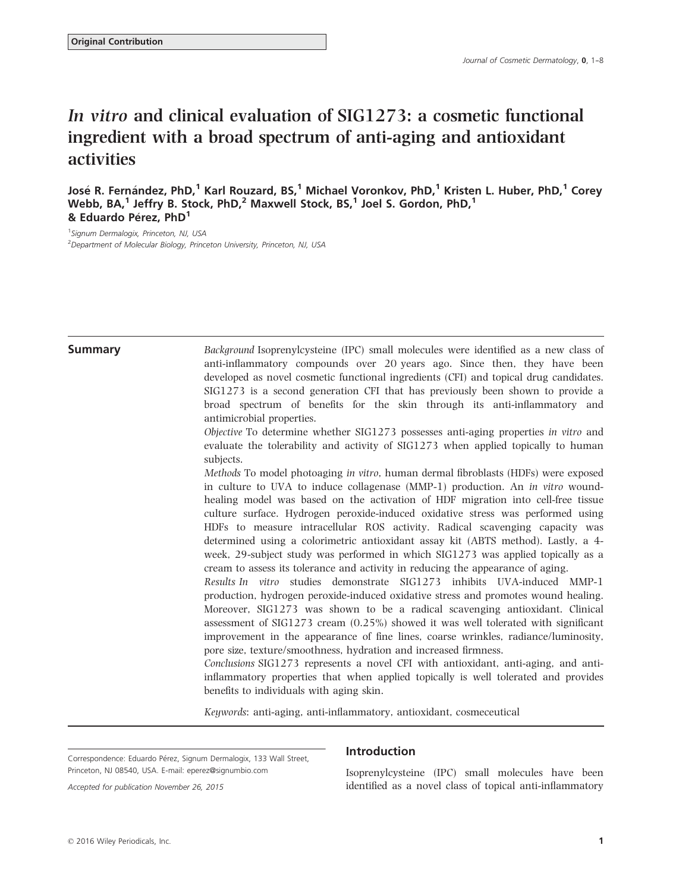Original Contribution

# *In vitro* and clinical evaluation of SIG1273: a cosmetic functional ingredient with a broad spectrum of anti-aging and antioxidant activities

José R. Fernández, PhD,[1] Karl Rouzard, BS,[1] Michael Voronkov, PhD,[1] Kristen L. Huber, PhD,[1] Corey Webb, BA,[1] Jeffry B. Stock, PhD,[2] Maxwell Stock, BS,[1] Joel S. Gordon, PhD,[1] & Eduardo Pérez, PhD[1]

[1]Signum Dermalogix, Princeton, NJ, USA

[2]Department of Molecular Biology, Princeton University, Princeton, NJ, USA

## Summary

*Background* Isoprenylcysteine (IPC) small molecules were identified as a new class of anti-inflammatory compounds over 20 years ago. Since then, they have been developed as novel cosmetic functional ingredients (CFI) and topical drug candidates. SIG1273 is a second generation CFI that has previously been shown to provide a broad spectrum of benefits for the skin through its anti-inflammatory and antimicrobial properties.

*Objective* To determine whether SIG1273 possesses anti-aging properties *in vitro* and evaluate the tolerability and activity of SIG1273 when applied topically to human subjects.

*Methods* To model photoaging *in vitro*, human dermal fibroblasts (HDFs) were exposed in culture to UVA to induce collagenase (MMP-1) production. An *in vitro* wound-healing model was based on the activation of HDF migration into cell-free tissue culture surface. Hydrogen peroxide-induced oxidative stress was performed using HDFs to measure intracellular ROS activity. Radical scavenging capacity was determined using a colorimetric antioxidant assay kit (ABTS method). Lastly, a 4-week, 29-subject study was performed in which SIG1273 was applied topically as a cream to assess its tolerance and activity in reducing the appearance of aging.

*Results In vitro* studies demonstrate SIG1273 inhibits UVA-induced MMP-1 production, hydrogen peroxide-induced oxidative stress and promotes wound healing. Moreover, SIG1273 was shown to be a radical scavenging antioxidant. Clinical assessment of SIG1273 cream (0.25%) showed it was well tolerated with significant improvement in the appearance of fine lines, coarse wrinkles, radiance/luminosity, pore size, texture/smoothness, hydration and increased firmness.

*Conclusions* SIG1273 represents a novel CFI with antioxidant, anti-aging, and anti-inflammatory properties that when applied topically is well tolerated and provides benefits to individuals with aging skin.

*Keywords*: anti-aging, anti-inflammatory, antioxidant, cosmeceutical

Correspondence: Eduardo Pérez, Signum Dermalogix, 133 Wall Street, Princeton, NJ 08540, USA. E-mail: eperez@signumbio.com

*Accepted for publication November 26, 2015*

## Introduction

Isoprenylcysteine (IPC) small molecules have been identified as a novel class of topical anti-inflammatory

© 2016 Wiley Periodicals, Inc.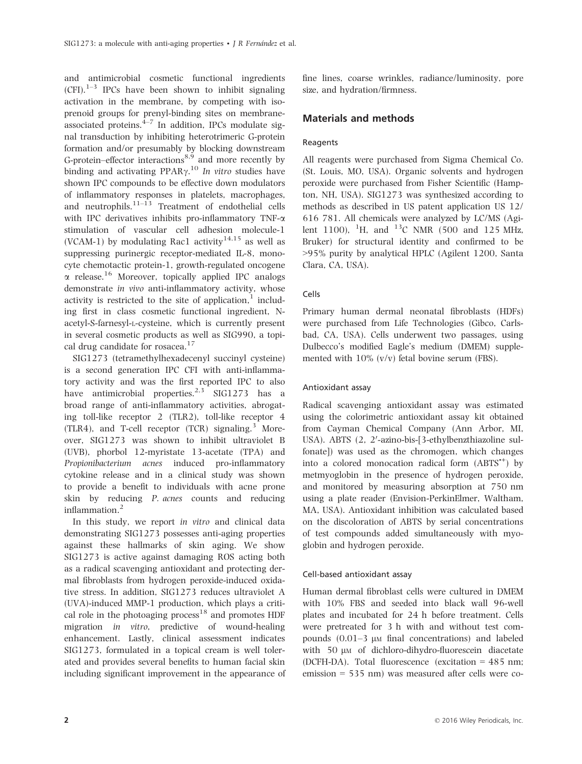and antimicrobial cosmetic functional ingredients (CFI).[1–3] IPCs have been shown to inhibit signaling activation in the membrane, by competing with isoprenoid groups for prenyl-binding sites on membrane-associated proteins.[4–7] In addition, IPCs modulate signal transduction by inhibiting heterotrimeric G-protein formation and/or presumably by blocking downstream G-protein–effector interactions[8,9] and more recently by binding and activating PPARγ.[10] *In vitro* studies have shown IPC compounds to be effective down modulators of inflammatory responses in platelets, macrophages, and neutrophils.[11–13] Treatment of endothelial cells with IPC derivatives inhibits pro-inflammatory TNF-α stimulation of vascular cell adhesion molecule-1 (VCAM-1) by modulating Rac1 activity[14,15] as well as suppressing purinergic receptor-mediated IL-8, monocyte chemotactic protein-1, growth-regulated oncogene α release.[16] Moreover, topically applied IPC analogs demonstrate *in vivo* anti-inflammatory activity, whose activity is restricted to the site of application,[1] including first in class cosmetic functional ingredient, N-acetyl-S-farnesyl-L-cysteine, which is currently present in several cosmetic products as well as SIG990, a topical drug candidate for rosacea.[17]

SIG1273 (tetramethylhexadecenyl succinyl cysteine) is a second generation IPC CFI with anti-inflammatory activity and was the first reported IPC to also have antimicrobial properties.[2,3] SIG1273 has a broad range of anti-inflammatory activities, abrogating toll-like receptor 2 (TLR2), toll-like receptor 4 (TLR4), and T-cell receptor (TCR) signaling.[3] Moreover, SIG1273 was shown to inhibit ultraviolet B (UVB), phorbol 12-myristate 13-acetate (TPA) and *Propionibacterium acnes* induced pro-inflammatory cytokine release and in a clinical study was shown to provide a benefit to individuals with acne prone skin by reducing *P. acnes* counts and reducing inflammation.[2]

In this study, we report *in vitro* and clinical data demonstrating SIG1273 possesses anti-aging properties against these hallmarks of skin aging. We show SIG1273 is active against damaging ROS acting both as a radical scavenging antioxidant and protecting dermal fibroblasts from hydrogen peroxide-induced oxidative stress. In addition, SIG1273 reduces ultraviolet A (UVA)-induced MMP-1 production, which plays a critical role in the photoaging process[18] and promotes HDF migration *in vitro*, predictive of wound-healing enhancement. Lastly, clinical assessment indicates SIG1273, formulated in a topical cream is well tolerated and provides several benefits to human facial skin including significant improvement in the appearance of fine lines, coarse wrinkles, radiance/luminosity, pore size, and hydration/firmness.

## Materials and methods

### Reagents

All reagents were purchased from Sigma Chemical Co. (St. Louis, MO, USA). Organic solvents and hydrogen peroxide were purchased from Fisher Scientific (Hampton, NH, USA). SIG1273 was synthesized according to methods as described in US patent application US 12/616 781. All chemicals were analyzed by LC/MS (Agilent 1100), $^{1}$H, and $^{13}$C NMR (500 and 125 MHz, Bruker) for structural identity and confirmed to be >95% purity by analytical HPLC (Agilent 1200, Santa Clara, CA, USA).

### Cells

Primary human dermal neonatal fibroblasts (HDFs) were purchased from Life Technologies (Gibco, Carlsbad, CA, USA). Cells underwent two passages, using Dulbecco's modified Eagle's medium (DMEM) supplemented with 10% (v/v) fetal bovine serum (FBS).

### Antioxidant assay

Radical scavenging antioxidant assay was estimated using the colorimetric antioxidant assay kit obtained from Cayman Chemical Company (Ann Arbor, MI, USA). ABTS (2, 2′-azino-bis-[3-ethylbenzthiazoline sulfonate]) was used as the chromogen, which changes into a colored monocation radical form ($ABTS^{\bullet+}$) by metmyoglobin in the presence of hydrogen peroxide, and monitored by measuring absorption at 750 nm using a plate reader (Envision-PerkinElmer, Waltham, MA, USA). Antioxidant inhibition was calculated based on the discoloration of ABTS by serial concentrations of test compounds added simultaneously with myoglobin and hydrogen peroxide.

### Cell-based antioxidant assay

Human dermal fibroblast cells were cultured in DMEM with 10% FBS and seeded into black wall 96-well plates and incubated for 24 h before treatment. Cells were pretreated for 3 h with and without test compounds (0.01–3 μM final concentrations) and labeled with 50 μM of dichloro-dihydro-fluorescein diacetate (DCFH-DA). Total fluorescence (excitation = 485 nm; emission = 535 nm) was measured after cells were co-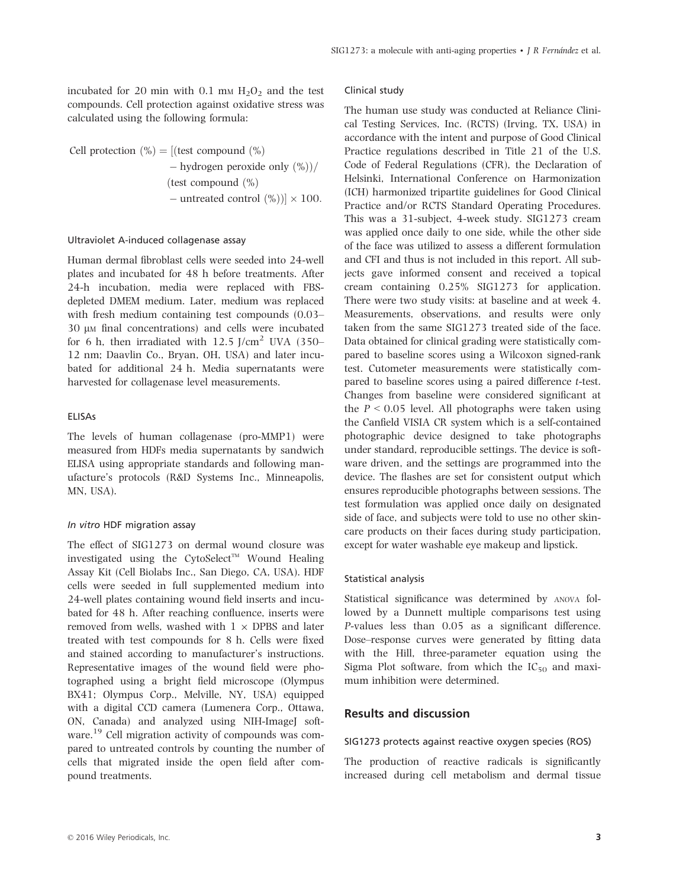incubated for 20 min with 0.1 mM $H_2O_2$ and the test compounds. Cell protection against oxidative stress was calculated using the following formula:

$$\text{Cell protection (\%)} = [(\text{test compound (\%)} - \text{hydrogen peroxide only (\%)})/(\text{test compound (\%)} - \text{untreated control (\%)})] \times 100.$$

#### Ultraviolet A-induced collagenase assay

Human dermal fibroblast cells were seeded into 24-well plates and incubated for 48 h before treatments. After 24-h incubation, media were replaced with FBS-depleted DMEM medium. Later, medium was replaced with fresh medium containing test compounds (0.03–30 μM final concentrations) and cells were incubated for 6 h, then irradiated with 12.5 J/cm$^2$ UVA (350–12 nm; Daavlin Co., Bryan, OH, USA) and later incubated for additional 24 h. Media supernatants were harvested for collagenase level measurements.

#### ELISAs

The levels of human collagenase (pro-MMP1) were measured from HDFs media supernatants by sandwich ELISA using appropriate standards and following manufacture's protocols (R&D Systems Inc., Minneapolis, MN, USA).

#### *In vitro* HDF migration assay

The effect of SIG1273 on dermal wound closure was investigated using the CytoSelect™ Wound Healing Assay Kit (Cell Biolabs Inc., San Diego, CA, USA). HDF cells were seeded in full supplemented medium into 24-well plates containing wound field inserts and incubated for 48 h. After reaching confluence, inserts were removed from wells, washed with 1 × DPBS and later treated with test compounds for 8 h. Cells were fixed and stained according to manufacturer's instructions. Representative images of the wound field were photographed using a bright field microscope (Olympus BX41; Olympus Corp., Melville, NY, USA) equipped with a digital CCD camera (Lumenera Corp., Ottawa, ON, Canada) and analyzed using NIH-ImageJ software.[19] Cell migration activity of compounds was compared to untreated controls by counting the number of cells that migrated inside the open field after compound treatments.

#### Clinical study

The human use study was conducted at Reliance Clinical Testing Services, Inc. (RCTS) (Irving, TX, USA) in accordance with the intent and purpose of Good Clinical Practice regulations described in Title 21 of the U.S. Code of Federal Regulations (CFR), the Declaration of Helsinki, International Conference on Harmonization (ICH) harmonized tripartite guidelines for Good Clinical Practice and/or RCTS Standard Operating Procedures. This was a 31-subject, 4-week study. SIG1273 cream was applied once daily to one side, while the other side of the face was utilized to assess a different formulation and CFI and thus is not included in this report. All subjects gave informed consent and received a topical cream containing 0.25% SIG1273 for application. There were two study visits: at baseline and at week 4. Measurements, observations, and results were only taken from the same SIG1273 treated side of the face. Data obtained for clinical grading were statistically compared to baseline scores using a Wilcoxon signed-rank test. Cutometer measurements were statistically compared to baseline scores using a paired difference *t*-test. Changes from baseline were considered significant at the $P < 0.05$ level. All photographs were taken using the Canfield VISIA CR system which is a self-contained photographic device designed to take photographs under standard, reproducible settings. The device is software driven, and the settings are programmed into the device. The flashes are set for consistent output which ensures reproducible photographs between sessions. The test formulation was applied once daily on designated side of face, and subjects were told to use no other skincare products on their faces during study participation, except for water washable eye makeup and lipstick.

#### Statistical analysis

Statistical significance was determined by ANOVA followed by a Dunnett multiple comparisons test using *P*-values less than 0.05 as a significant difference. Dose–response curves were generated by fitting data with the Hill, three-parameter equation using the Sigma Plot software, from which the $IC_{50}$ and maximum inhibition were determined.

## Results and discussion

#### SIG1273 protects against reactive oxygen species (ROS)

The production of reactive radicals is significantly increased during cell metabolism and dermal tissue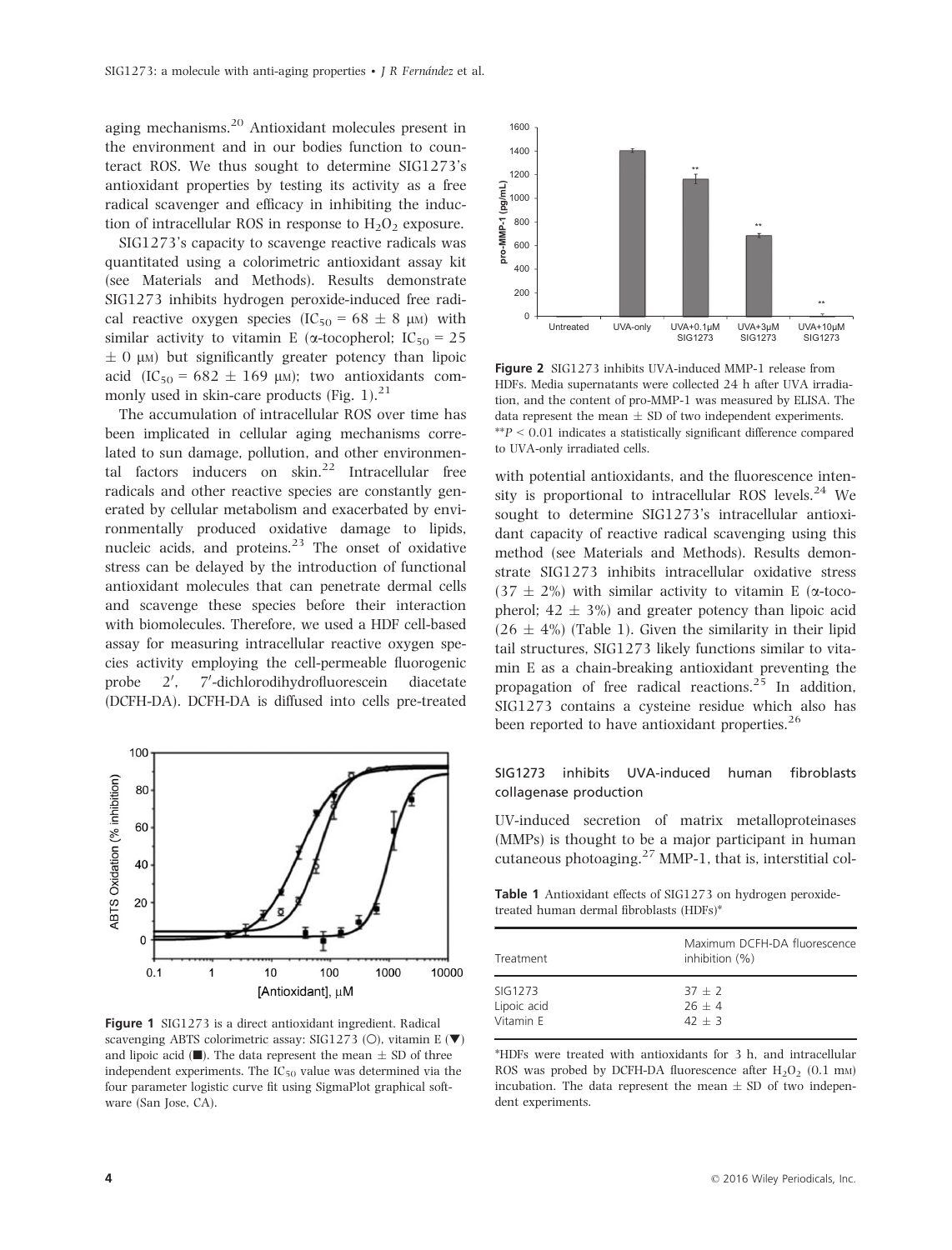aging mechanisms.[20] Antioxidant molecules present in the environment and in our bodies function to counteract ROS. We thus sought to determine SIG1273's antioxidant properties by testing its activity as a free radical scavenger and efficacy in inhibiting the induction of intracellular ROS in response to $H_2O_2$ exposure.

SIG1273's capacity to scavenge reactive radicals was quantitated using a colorimetric antioxidant assay kit (see Materials and Methods). Results demonstrate SIG1273 inhibits hydrogen peroxide-induced free radical reactive oxygen species ($IC_{50} = 68 \pm 8$ μM) with similar activity to vitamin E (α-tocopherol; $IC_{50} = 25 \pm 0$ μM) but significantly greater potency than lipoic acid ($IC_{50} = 682 \pm 169$ μM); two antioxidants commonly used in skin-care products (Fig. 1).[21]

The accumulation of intracellular ROS over time has been implicated in cellular aging mechanisms correlated to sun damage, pollution, and other environmental factors inducers on skin.[22] Intracellular free radicals and other reactive species are constantly generated by cellular metabolism and exacerbated by environmentally produced oxidative damage to lipids, nucleic acids, and proteins.[23] The onset of oxidative stress can be delayed by the introduction of functional antioxidant molecules that can penetrate dermal cells and scavenge these species before their interaction with biomolecules. Therefore, we used a HDF cell-based assay for measuring intracellular reactive oxygen species activity employing the cell-permeable fluorogenic probe 2′, 7′-dichlorodihydrofluorescein diacetate (DCFH-DA). DCFH-DA is diffused into cells pre-treated with potential antioxidants, and the fluorescence intensity is proportional to intracellular ROS levels.[24] We sought to determine SIG1273's intracellular antioxidant capacity of reactive radical scavenging using this method (see Materials and Methods). Results demonstrate SIG1273 inhibits intracellular oxidative stress ($37 \pm 2$%) with similar activity to vitamin E (α-tocopherol; $42 \pm 3$%) and greater potency than lipoic acid ($26 \pm 4$%) (Table 1). Given the similarity in their lipid tail structures, SIG1273 likely functions similar to vitamin E as a chain-breaking antioxidant preventing the propagation of free radical reactions.[25] In addition, SIG1273 contains a cysteine residue which also has been reported to have antioxidant properties.[26]

**Figure 1** SIG1273 is a direct antioxidant ingredient. Radical scavenging ABTS colorimetric assay: SIG1273 (○), vitamin E (▼) and lipoic acid (■). The data represent the mean ± SD of three independent experiments. The $IC_{50}$ value was determined via the four parameter logistic curve fit using SigmaPlot graphical software (San Jose, CA).

**Figure 2** SIG1273 inhibits UVA-induced MMP-1 release from HDFs. Media supernatants were collected 24 h after UVA irradiation, and the content of pro-MMP-1 was measured by ELISA. The data represent the mean ± SD of two independent experiments. **$P < 0.01$ indicates a statistically significant difference compared to UVA-only irradiated cells.

### SIG1273 inhibits UVA-induced human fibroblasts collagenase production

UV-induced secretion of matrix metalloproteinases (MMPs) is thought to be a major participant in human cutaneous photoaging.[27] MMP-1, that is, interstitial col-

**Table 1** Antioxidant effects of SIG1273 on hydrogen peroxide-treated human dermal fibroblasts (HDFs)*

| Treatment | Maximum DCFH-DA fluorescence inhibition (%) |
|---|---|
| SIG1273 | $37 \pm 2$ |
| Lipoic acid | $26 \pm 4$ |
| Vitamin E | $42 \pm 3$ |

*HDFs were treated with antioxidants for 3 h, and intracellular ROS was probed by DCFH-DA fluorescence after $H_2O_2$ (0.1 mM) incubation. The data represent the mean ± SD of two independent experiments.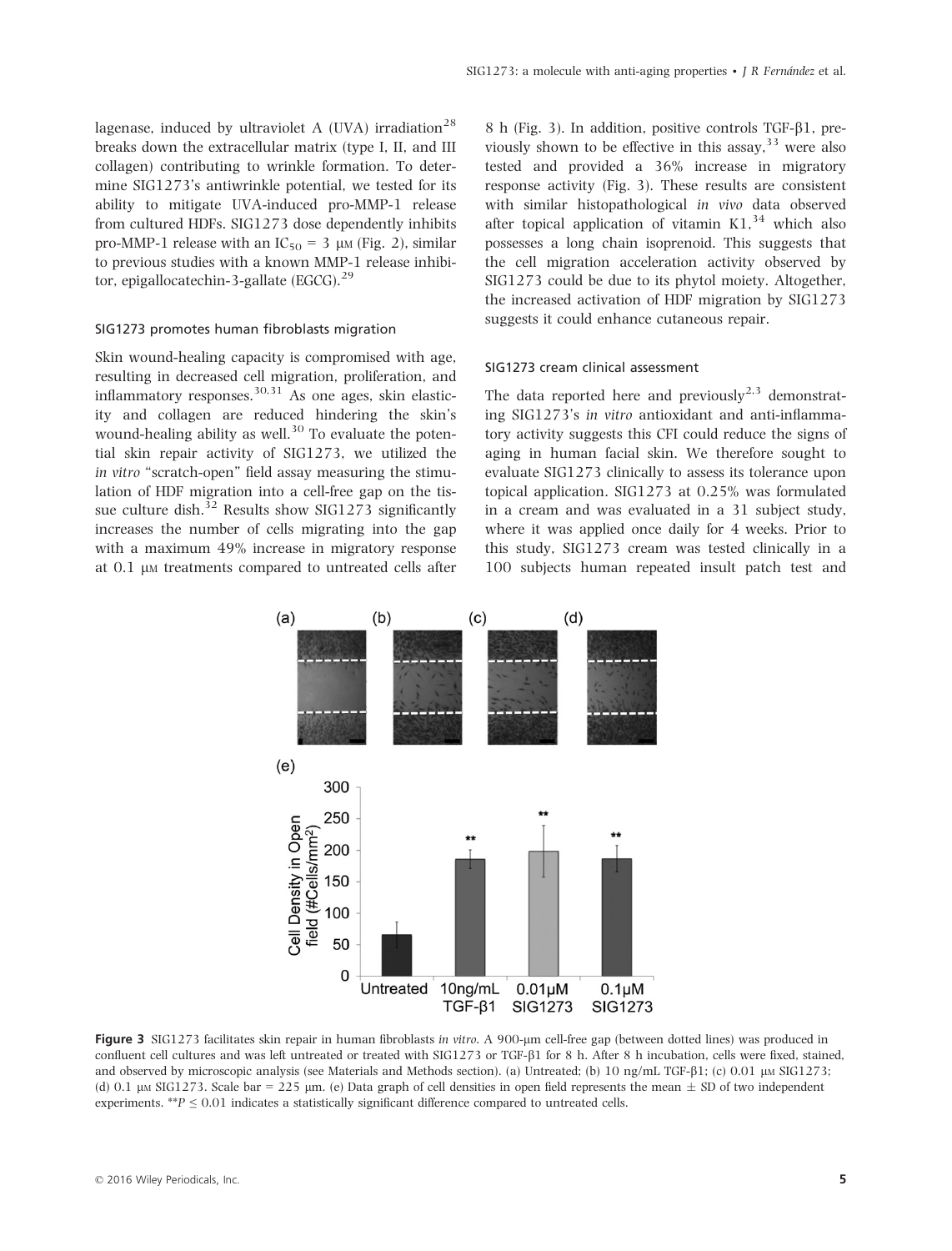lagenase, induced by ultraviolet A (UVA) irradiation[28] breaks down the extracellular matrix (type I, II, and III collagen) contributing to wrinkle formation. To determine SIG1273's antiwrinkle potential, we tested for its ability to mitigate UVA-induced pro-MMP-1 release from cultured HDFs. SIG1273 dose dependently inhibits pro-MMP-1 release with an $IC_{50}$ = 3 μM (Fig. 2), similar to previous studies with a known MMP-1 release inhibitor, epigallocatechin-3-gallate (EGCG).[29]

### SIG1273 promotes human fibroblasts migration

Skin wound-healing capacity is compromised with age, resulting in decreased cell migration, proliferation, and inflammatory responses.[30,31] As one ages, skin elasticity and collagen are reduced hindering the skin's wound-healing ability as well.[30] To evaluate the potential skin repair activity of SIG1273, we utilized the *in vitro* "scratch-open" field assay measuring the stimulation of HDF migration into a cell-free gap on the tissue culture dish.[32] Results show SIG1273 significantly increases the number of cells migrating into the gap with a maximum 49% increase in migratory response at 0.1 μM treatments compared to untreated cells after 8 h (Fig. 3). In addition, positive controls TGF-β1, previously shown to be effective in this assay,[33] were also tested and provided a 36% increase in migratory response activity (Fig. 3). These results are consistent with similar histopathological *in vivo* data observed after topical application of vitamin K1,[34] which also possesses a long chain isoprenoid. This suggests that the cell migration acceleration activity observed by SIG1273 could be due to its phytol moiety. Altogether, the increased activation of HDF migration by SIG1273 suggests it could enhance cutaneous repair.

### SIG1273 cream clinical assessment

The data reported here and previously[2,3] demonstrating SIG1273's *in vitro* antioxidant and anti-inflammatory activity suggests this CFI could reduce the signs of aging in human facial skin. We therefore sought to evaluate SIG1273 clinically to assess its tolerance upon topical application. SIG1273 at 0.25% was formulated in a cream and was evaluated in a 31 subject study, where it was applied once daily for 4 weeks. Prior to this study, SIG1273 cream was tested clinically in a 100 subjects human repeated insult patch test and

**Figure 3** SIG1273 facilitates skin repair in human fibroblasts *in vitro*. A 900-μm cell-free gap (between dotted lines) was produced in confluent cell cultures and was left untreated or treated with SIG1273 or TGF-β1 for 8 h. After 8 h incubation, cells were fixed, stained, and observed by microscopic analysis (see Materials and Methods section). (a) Untreated; (b) 10 ng/mL TGF-β1; (c) 0.01 μM SIG1273; (d) 0.1 μM SIG1273. Scale bar = 225 μm. (e) Data graph of cell densities in open field represents the mean ± SD of two independent experiments. $^{**}P \leq 0.01$ indicates a statistically significant difference compared to untreated cells.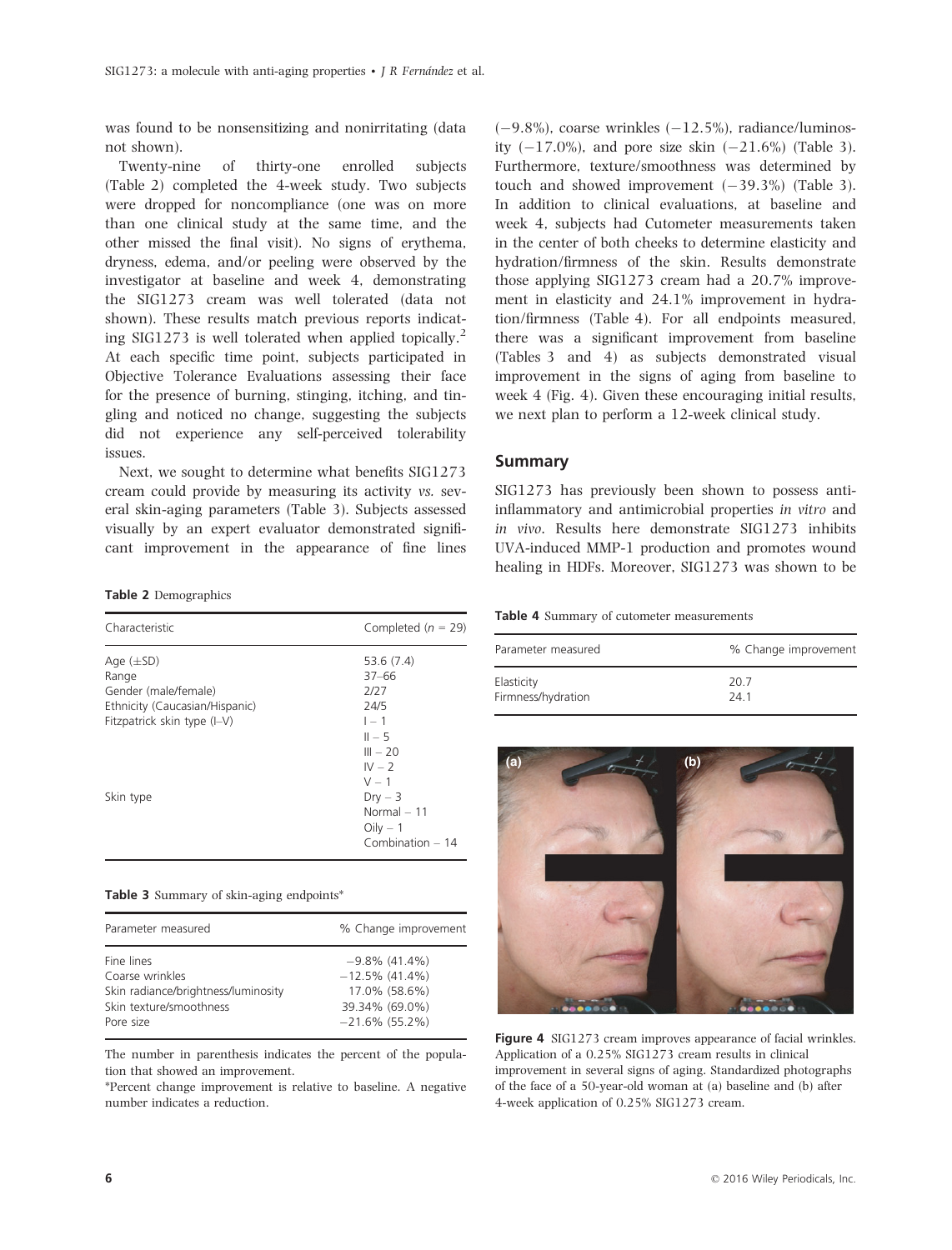was found to be nonsensitizing and nonirritating (data not shown).

Twenty-nine of thirty-one enrolled subjects (Table 2) completed the 4-week study. Two subjects were dropped for noncompliance (one was on more than one clinical study at the same time, and the other missed the final visit). No signs of erythema, dryness, edema, and/or peeling were observed by the investigator at baseline and week 4, demonstrating the SIG1273 cream was well tolerated (data not shown). These results match previous reports indicating SIG1273 is well tolerated when applied topically.[2] At each specific time point, subjects participated in Objective Tolerance Evaluations assessing their face for the presence of burning, stinging, itching, and tingling and noticed no change, suggesting the subjects did not experience any self-perceived tolerability issues.

Next, we sought to determine what benefits SIG1273 cream could provide by measuring its activity *vs.* several skin-aging parameters (Table 3). Subjects assessed visually by an expert evaluator demonstrated significant improvement in the appearance of fine lines (−9.8%), coarse wrinkles (−12.5%), radiance/luminosity (−17.0%), and pore size skin (−21.6%) (Table 3). Furthermore, texture/smoothness was determined by touch and showed improvement (−39.3%) (Table 3). In addition to clinical evaluations, at baseline and week 4, subjects had Cutometer measurements taken in the center of both cheeks to determine elasticity and hydration/firmness of the skin. Results demonstrate those applying SIG1273 cream had a 20.7% improvement in elasticity and 24.1% improvement in hydration/firmness (Table 4). For all endpoints measured, there was a significant improvement from baseline (Tables 3 and 4) as subjects demonstrated visual improvement in the signs of aging from baseline to week 4 (Fig. 4). Given these encouraging initial results, we next plan to perform a 12-week clinical study.

**Table 2** Demographics

| Characteristic | Completed ($n$ = 29) |
|---|---|
| Age (±SD) | 53.6 (7.4) |
| Range | 37–66 |
| Gender (male/female) | 2/27 |
| Ethnicity (Caucasian/Hispanic) | 24/5 |
| Fitzpatrick skin type (I–V) | I – 1<br>II – 5<br>III – 20<br>IV – 2<br>V – 1 |
| Skin type | Dry – 3<br>Normal – 11<br>Oily – 1<br>Combination – 14 |

**Table 3** Summary of skin-aging endpoints*

| Parameter measured | % Change improvement |
|---|---|
| Fine lines | −9.8% (41.4%) |
| Coarse wrinkles | −12.5% (41.4%) |
| Skin radiance/brightness/luminosity | 17.0% (58.6%) |
| Skin texture/smoothness | 39.34% (69.0%) |
| Pore size | −21.6% (55.2%) |

The number in parenthesis indicates the percent of the population that showed an improvement.

*Percent change improvement is relative to baseline. A negative number indicates a reduction.

## Summary

SIG1273 has previously been shown to possess anti-inflammatory and antimicrobial properties *in vitro* and *in vivo*. Results here demonstrate SIG1273 inhibits UVA-induced MMP-1 production and promotes wound healing in HDFs. Moreover, SIG1273 was shown to be

**Table 4** Summary of cutometer measurements

| Parameter measured | % Change improvement |
|---|---|
| Elasticity | 20.7 |
| Firmness/hydration | 24.1 |

**Figure 4** SIG1273 cream improves appearance of facial wrinkles. Application of a 0.25% SIG1273 cream results in clinical improvement in several signs of aging. Standardized photographs of the face of a 50-year-old woman at (a) baseline and (b) after 4-week application of 0.25% SIG1273 cream.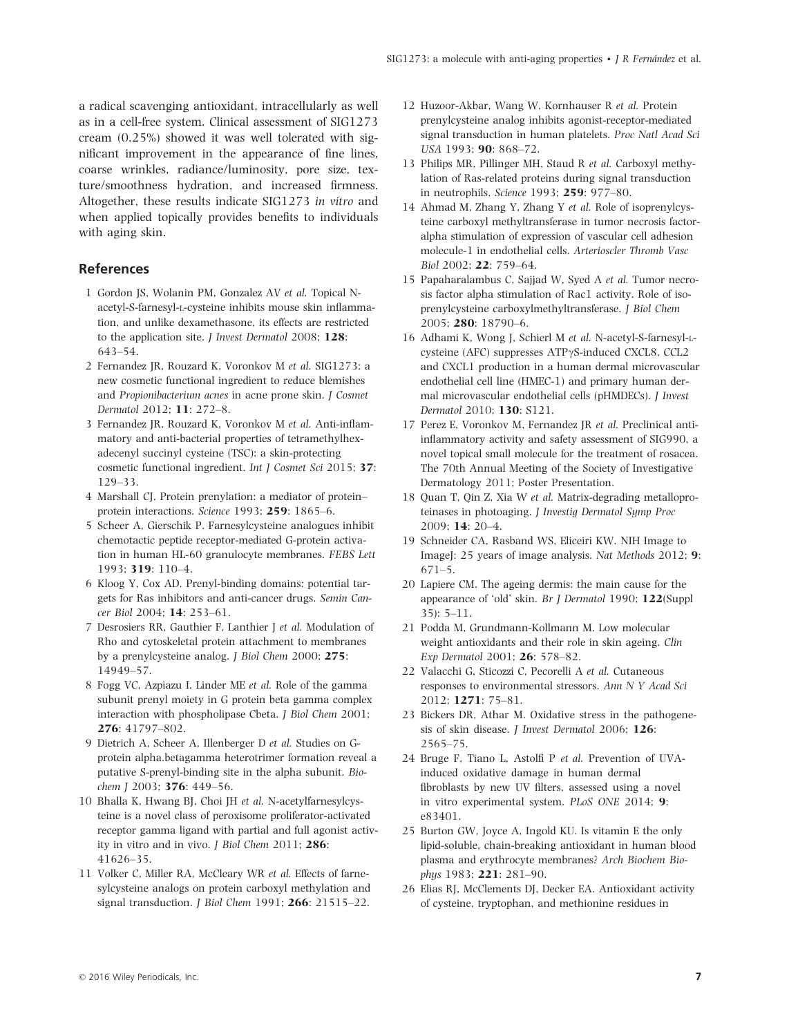a radical scavenging antioxidant, intracellularly as well as in a cell-free system. Clinical assessment of SIG1273 cream (0.25%) showed it was well tolerated with significant improvement in the appearance of fine lines, coarse wrinkles, radiance/luminosity, pore size, texture/smoothness hydration, and increased firmness. Altogether, these results indicate SIG1273 *in vitro* and when applied topically provides benefits to individuals with aging skin.

## References

1 Gordon JS, Wolanin PM, Gonzalez AV *et al.* Topical N-acetyl-S-farnesyl-L-cysteine inhibits mouse skin inflammation, and unlike dexamethasone, its effects are restricted to the application site. *J Invest Dermatol* 2008; **128**: 643–54.

2 Fernandez JR, Rouzard K, Voronkov M *et al.* SIG1273: a new cosmetic functional ingredient to reduce blemishes and *Propionibacterium acnes* in acne prone skin. *J Cosmet Dermatol* 2012; **11**: 272–8.

3 Fernandez JR, Rouzard K, Voronkov M *et al.* Anti-inflammatory and anti-bacterial properties of tetramethylhexadecenyl succinyl cysteine (TSC): a skin-protecting cosmetic functional ingredient. *Int J Cosmet Sci* 2015; **37**: 129–33.

4 Marshall CJ. Protein prenylation: a mediator of protein–protein interactions. *Science* 1993; **259**: 1865–6.

5 Scheer A, Gierschik P. Farnesylcysteine analogues inhibit chemotactic peptide receptor-mediated G-protein activation in human HL-60 granulocyte membranes. *FEBS Lett* 1993; **319**: 110–4.

6 Kloog Y, Cox AD. Prenyl-binding domains: potential targets for Ras inhibitors and anti-cancer drugs. *Semin Cancer Biol* 2004; **14**: 253–61.

7 Desrosiers RR, Gauthier F, Lanthier J *et al.* Modulation of Rho and cytoskeletal protein attachment to membranes by a prenylcysteine analog. *J Biol Chem* 2000; **275**: 14949–57.

8 Fogg VC, Azpiazu I, Linder ME *et al.* Role of the gamma subunit prenyl moiety in G protein beta gamma complex interaction with phospholipase Cbeta. *J Biol Chem* 2001; **276**: 41797–802.

9 Dietrich A, Scheer A, Illenberger D *et al.* Studies on G-protein alpha.betagamma heterotrimer formation reveal a putative S-prenyl-binding site in the alpha subunit. *Biochem J* 2003; **376**: 449–56.

10 Bhalla K, Hwang BJ, Choi JH *et al.* N-acetylfarnesylcysteine is a novel class of peroxisome proliferator-activated receptor gamma ligand with partial and full agonist activity in vitro and in vivo. *J Biol Chem* 2011; **286**: 41626–35.

11 Volker C, Miller RA, McCleary WR *et al.* Effects of farnesylcysteine analogs on protein carboxyl methylation and signal transduction. *J Biol Chem* 1991; **266**: 21515–22.

12 Huzoor-Akbar, Wang W, Kornhauser R *et al.* Protein prenylcysteine analog inhibits agonist-receptor-mediated signal transduction in human platelets. *Proc Natl Acad Sci USA* 1993; **90**: 868–72.

13 Philips MR, Pillinger MH, Staud R *et al.* Carboxyl methylation of Ras-related proteins during signal transduction in neutrophils. *Science* 1993; **259**: 977–80.

14 Ahmad M, Zhang Y, Zhang Y *et al.* Role of isoprenylcysteine carboxyl methyltransferase in tumor necrosis factor-alpha stimulation of expression of vascular cell adhesion molecule-1 in endothelial cells. *Arterioscler Thromb Vasc Biol* 2002; **22**: 759–64.

15 Papaharalambus C, Sajjad W, Syed A *et al.* Tumor necrosis factor alpha stimulation of Rac1 activity. Role of isoprenylcysteine carboxylmethyltransferase. *J Biol Chem* 2005; **280**: 18790–6.

16 Adhami K, Wong J, Schierl M *et al.* N-acetyl-S-farnesyl-L-cysteine (AFC) suppresses ATPγS-induced CXCL8, CCL2 and CXCL1 production in a human dermal microvascular endothelial cell line (HMEC-1) and primary human dermal microvascular endothelial cells (pHMDECs). *J Invest Dermatol* 2010; **130**: S121.

17 Perez E, Voronkov M, Fernandez JR *et al.* Preclinical anti-inflammatory activity and safety assessment of SIG990, a novel topical small molecule for the treatment of rosacea. The 70th Annual Meeting of the Society of Investigative Dermatology 2011; Poster Presentation.

18 Quan T, Qin Z, Xia W *et al.* Matrix-degrading metalloproteinases in photoaging. *J Investig Dermatol Symp Proc* 2009; **14**: 20–4.

19 Schneider CA, Rasband WS, Eliceiri KW. NIH Image to ImageJ: 25 years of image analysis. *Nat Methods* 2012; **9**: 671–5.

20 Lapiere CM. The ageing dermis: the main cause for the appearance of 'old' skin. *Br J Dermatol* 1990; **122**(Suppl 35): 5–11.

21 Podda M, Grundmann-Kollmann M. Low molecular weight antioxidants and their role in skin ageing. *Clin Exp Dermatol* 2001; **26**: 578–82.

22 Valacchi G, Sticozzi C, Pecorelli A *et al.* Cutaneous responses to environmental stressors. *Ann N Y Acad Sci* 2012; **1271**: 75–81.

23 Bickers DR, Athar M. Oxidative stress in the pathogenesis of skin disease. *J Invest Dermatol* 2006; **126**: 2565–75.

24 Bruge F, Tiano L, Astolfi P *et al.* Prevention of UVA-induced oxidative damage in human dermal fibroblasts by new UV filters, assessed using a novel in vitro experimental system. *PLoS ONE* 2014; **9**: e83401.

25 Burton GW, Joyce A, Ingold KU. Is vitamin E the only lipid-soluble, chain-breaking antioxidant in human blood plasma and erythrocyte membranes? *Arch Biochem Biophys* 1983; **221**: 281–90.

26 Elias RJ, McClements DJ, Decker EA. Antioxidant activity of cysteine, tryptophan, and methionine residues in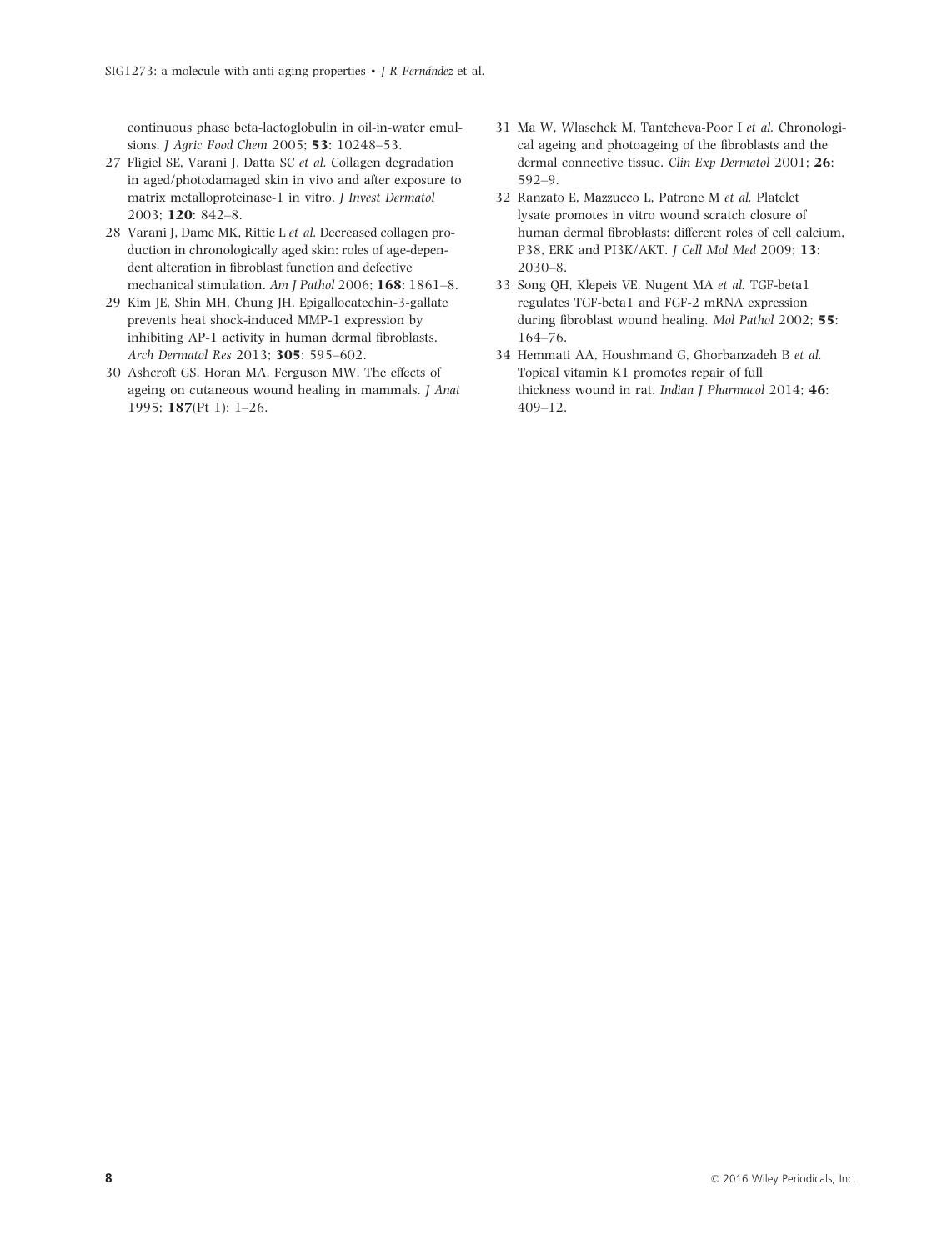continuous phase beta-lactoglobulin in oil-in-water emulsions. *J Agric Food Chem* 2005; **53**: 10248–53.

27 Fligiel SE, Varani J, Datta SC *et al.* Collagen degradation in aged/photodamaged skin in vivo and after exposure to matrix metalloproteinase-1 in vitro. *J Invest Dermatol* 2003; **120**: 842–8.

28 Varani J, Dame MK, Rittie L *et al.* Decreased collagen production in chronologically aged skin: roles of age-dependent alteration in fibroblast function and defective mechanical stimulation. *Am J Pathol* 2006; **168**: 1861–8.

29 Kim JE, Shin MH, Chung JH. Epigallocatechin-3-gallate prevents heat shock-induced MMP-1 expression by inhibiting AP-1 activity in human dermal fibroblasts. *Arch Dermatol Res* 2013; **305**: 595–602.

30 Ashcroft GS, Horan MA, Ferguson MW. The effects of ageing on cutaneous wound healing in mammals. *J Anat* 1995; **187**(Pt 1): 1–26.

31 Ma W, Wlaschek M, Tantcheva-Poor I *et al.* Chronological ageing and photoageing of the fibroblasts and the dermal connective tissue. *Clin Exp Dermatol* 2001; **26**: 592–9.

32 Ranzato E, Mazzucco L, Patrone M *et al.* Platelet lysate promotes in vitro wound scratch closure of human dermal fibroblasts: different roles of cell calcium, P38, ERK and PI3K/AKT. *J Cell Mol Med* 2009; **13**: 2030–8.

33 Song QH, Klepeis VE, Nugent MA *et al.* TGF-beta1 regulates TGF-beta1 and FGF-2 mRNA expression during fibroblast wound healing. *Mol Pathol* 2002; **55**: 164–76.

34 Hemmati AA, Houshmand G, Ghorbanzadeh B *et al.* Topical vitamin K1 promotes repair of full thickness wound in rat. *Indian J Pharmacol* 2014; **46**: 409–12.